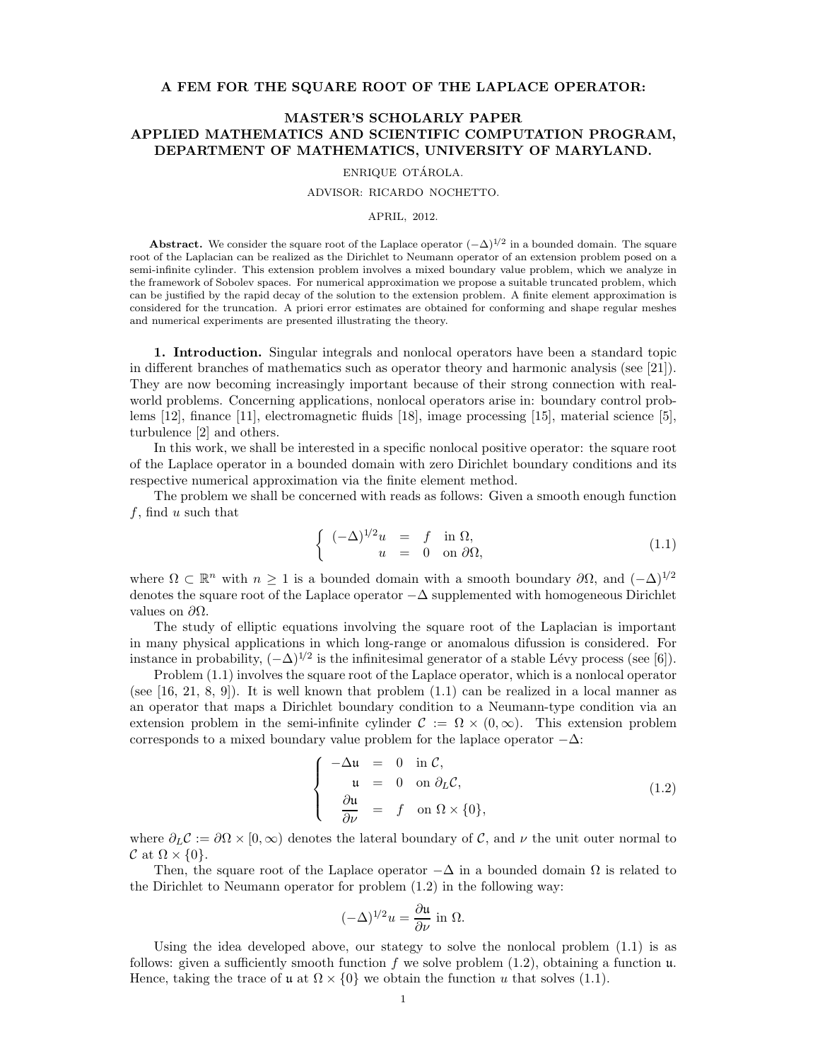# A FEM FOR THE SQUARE ROOT OF THE LAPLACE OPERATOR:

## MASTER'S SCHOLARLY PAPER APPLIED MATHEMATICS AND SCIENTIFIC COMPUTATION PROGRAM, DEPARTMENT OF MATHEMATICS, UNIVERSITY OF MARYLAND.

ENRIQUE OTÁROLA.

ADVISOR: RICARDO NOCHETTO.

APRIL, 2012.

**Abstract.** We consider the square root of the Laplace operator $(-\Delta)^{1/2}$ in a bounded domain. The square root of the Laplacian can be realized as the Dirichlet to Neumann operator of an extension problem posed on a semi-infinite cylinder. This extension problem involves a mixed boundary value problem, which we analyze in the framework of Sobolev spaces. For numerical approximation we propose a suitable truncated problem, which can be justified by the rapid decay of the solution to the extension problem. A finite element approximation is considered for the truncation. A priori error estimates are obtained for conforming and shape regular meshes and numerical experiments are presented illustrating the theory.

**1. Introduction.** Singular integrals and nonlocal operators have been a standard topic in different branches of mathematics such as operator theory and harmonic analysis (see [21]). They are now becoming increasingly important because of their strong connection with real-world problems. Concerning applications, nonlocal operators arise in: boundary control problems [12], finance [11], electromagnetic fluids [18], image processing [15], material science [5], turbulence [2] and others.

In this work, we shall be interested in a specific nonlocal positive operator: the square root of the Laplace operator in a bounded domain with zero Dirichlet boundary conditions and its respective numerical approximation via the finite element method.

The problem we shall be concerned with reads as follows: Given a smooth enough function $f$, find $u$ such that

$$\begin{cases} (-\Delta)^{1/2} u = f & \text{in } \Omega, \\ u = 0 & \text{on } \partial\Omega, \end{cases} \tag{1.1}$$

where $\Omega \subset \mathbb{R}^n$ with $n \geq 1$ is a bounded domain with a smooth boundary $\partial\Omega$, and $(-\Delta)^{1/2}$ denotes the square root of the Laplace operator $-\Delta$ supplemented with homogeneous Dirichlet values on $\partial\Omega$.

The study of elliptic equations involving the square root of the Laplacian is important in many physical applications in which long-range or anomalous difussion is considered. For instance in probability, $(-\Delta)^{1/2}$ is the infinitesimal generator of a stable Lévy process (see [6]).

Problem (1.1) involves the square root of the Laplace operator, which is a nonlocal operator (see [16, 21, 8, 9]). It is well known that problem (1.1) can be realized in a local manner as an operator that maps a Dirichlet boundary condition to a Neumann-type condition via an extension problem in the semi-infinite cylinder $\mathcal{C} := \Omega \times (0, \infty)$. This extension problem corresponds to a mixed boundary value problem for the laplace operator $-\Delta$:

$$\begin{cases} -\Delta \mathfrak{u} = 0 & \text{in } \mathcal{C}, \\ \mathfrak{u} = 0 & \text{on } \partial_L \mathcal{C}, \\ \dfrac{\partial \mathfrak{u}}{\partial \nu} = f & \text{on } \Omega \times \{0\}, \end{cases} \tag{1.2}$$

where $\partial_L \mathcal{C} := \partial\Omega \times [0, \infty)$ denotes the lateral boundary of $\mathcal{C}$, and $\nu$ the unit outer normal to $\mathcal{C}$ at $\Omega \times \{0\}$.

Then, the square root of the Laplace operator $-\Delta$ in a bounded domain $\Omega$ is related to the Dirichlet to Neumann operator for problem (1.2) in the following way:

$$(-\Delta)^{1/2} u = \frac{\partial \mathfrak{u}}{\partial \nu} \text{ in } \Omega.$$

Using the idea developed above, our stategy to solve the nonlocal problem (1.1) is as follows: given a sufficiently smooth function $f$ we solve problem (1.2), obtaining a function $\mathfrak{u}$. Hence, taking the trace of $\mathfrak{u}$ at $\Omega \times \{0\}$ we obtain the function $u$ that solves (1.1).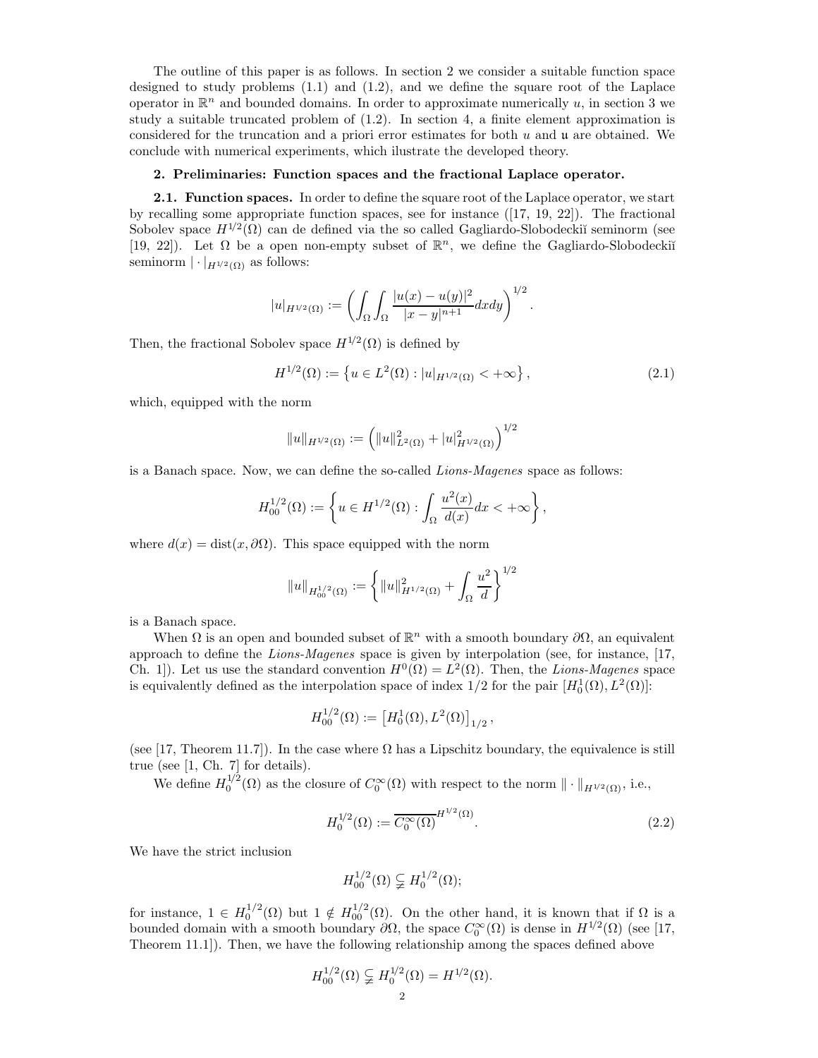The outline of this paper is as follows. In section 2 we consider a suitable function space designed to study problems (1.1) and (1.2), and we define the square root of the Laplace operator in $\mathbb{R}^n$ and bounded domains. In order to approximate numerically $u$, in section 3 we study a suitable truncated problem of (1.2). In section 4, a finite element approximation is considered for the truncation and a priori error estimates for both $u$ and $\mathfrak{u}$ are obtained. We conclude with numerical experiments, which ilustrate the developed theory.

## 2. Preliminaries: Function spaces and the fractional Laplace operator.

**2.1. Function spaces.** In order to define the square root of the Laplace operator, we start by recalling some appropriate function spaces, see for instance ([17, 19, 22]). The fractional Sobolev space $H^{1/2}(\Omega)$ can de defined via the so called Gagliardo-Slobodeckiĭ seminorm (see [19, 22]). Let $\Omega$ be a open non-empty subset of $\mathbb{R}^n$, we define the Gagliardo-Slobodeckiĭ seminorm $|\cdot|_{H^{1/2}(\Omega)}$ as follows:

$$|u|_{H^{1/2}(\Omega)} := \left( \int_\Omega \int_\Omega \frac{|u(x) - u(y)|^2}{|x-y|^{n+1}} dx dy \right)^{1/2}.$$

Then, the fractional Sobolev space $H^{1/2}(\Omega)$ is defined by

$$H^{1/2}(\Omega) := \left\{ u \in L^2(\Omega) : |u|_{H^{1/2}(\Omega)} < +\infty \right\}, \tag{2.1}$$

which, equipped with the norm

$$\|u\|_{H^{1/2}(\Omega)} := \left( \|u\|^2_{L^2(\Omega)} + |u|^2_{H^{1/2}(\Omega)} \right)^{1/2}$$

is a Banach space. Now, we can define the so-called *Lions-Magenes* space as follows:

$$H^{1/2}_{00}(\Omega) := \left\{ u \in H^{1/2}(\Omega) : \int_\Omega \frac{u^2(x)}{d(x)} dx < +\infty \right\},$$

where $d(x) = \operatorname{dist}(x, \partial\Omega)$. This space equipped with the norm

$$\|u\|_{H^{1/2}_{00}(\Omega)} := \left\{ \|u\|^2_{H^{1/2}(\Omega)} + \int_\Omega \frac{u^2}{d} \right\}^{1/2}$$

is a Banach space.

When $\Omega$ is an open and bounded subset of $\mathbb{R}^n$ with a smooth boundary $\partial\Omega$, an equivalent approach to define the *Lions-Magenes* space is given by interpolation (see, for instance, [17, Ch. 1]). Let us use the standard convention $H^0(\Omega) = L^2(\Omega)$. Then, the *Lions-Magenes* space is equivalently defined as the interpolation space of index $1/2$ for the pair $[H^1_0(\Omega), L^2(\Omega)]$:

$$H^{1/2}_{00}(\Omega) := \left[ H^1_0(\Omega), L^2(\Omega) \right]_{1/2},$$

(see [17, Theorem 11.7]). In the case where $\Omega$ has a Lipschitz boundary, the equivalence is still true (see [1, Ch. 7] for details).

We define $H^{1/2}_0(\Omega)$ as the closure of $C^\infty_0(\Omega)$ with respect to the norm $\|\cdot\|_{H^{1/2}(\Omega)}$, i.e.,

$$H^{1/2}_0(\Omega) := \overline{C^\infty_0(\Omega)}^{H^{1/2}(\Omega)}. \tag{2.2}$$

We have the strict inclusion

$$H^{1/2}_{00}(\Omega) \subsetneqq H^{1/2}_0(\Omega);$$

for instance, $1 \in H^{1/2}_0(\Omega)$ but $1 \notin H^{1/2}_{00}(\Omega)$. On the other hand, it is known that if $\Omega$ is a bounded domain with a smooth boundary $\partial\Omega$, the space $C^\infty_0(\Omega)$ is dense in $H^{1/2}(\Omega)$ (see [17, Theorem 11.1]). Then, we have the following relationship among the spaces defined above

$$H^{1/2}_{00}(\Omega) \subsetneqq H^{1/2}_0(\Omega) = H^{1/2}(\Omega).$$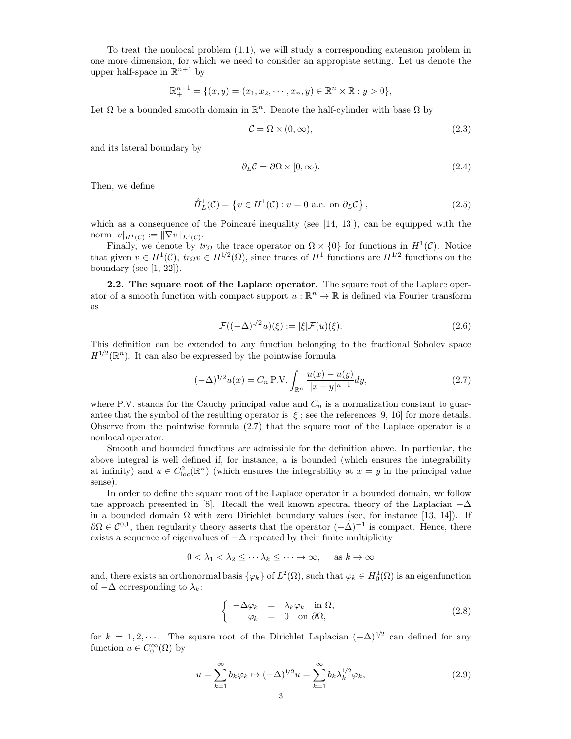To treat the nonlocal problem (1.1), we will study a corresponding extension problem in one more dimension, for which we need to consider an appropiate setting. Let us denote the upper half-space in $\mathbb{R}^{n+1}$ by

$$\mathbb{R}^{n+1}_+ = \{(x, y) = (x_1, x_2, \cdots, x_n, y) \in \mathbb{R}^n \times \mathbb{R} : y > 0\},$$

Let $\Omega$ be a bounded smooth domain in $\mathbb{R}^n$. Denote the half-cylinder with base $\Omega$ by

$$\mathcal{C} = \Omega \times (0, \infty), \tag{2.3}$$

and its lateral boundary by

$$\partial_L \mathcal{C} = \partial\Omega \times [0, \infty). \tag{2.4}$$

Then, we define

$$\mathring{H}^1_L(\mathcal{C}) = \left\{ v \in H^1(\mathcal{C}) : v = 0 \text{ a.e. on } \partial_L \mathcal{C} \right\}, \tag{2.5}$$

which as a consequence of the Poincaré inequality (see [14, 13]), can be equipped with the norm $|v|_{H^1(\mathcal{C})} := \|\nabla v\|_{L^2(\mathcal{C})}$.

Finally, we denote by $tr_\Omega$ the trace operator on $\Omega \times \{0\}$ for functions in $H^1(\mathcal{C})$. Notice that given $v \in H^1(\mathcal{C})$, $tr_\Omega v \in H^{1/2}(\Omega)$, since traces of $H^1$ functions are $H^{1/2}$ functions on the boundary (see [1, 22]).

**2.2. The square root of the Laplace operator.** The square root of the Laplace operator of a smooth function with compact support $u : \mathbb{R}^n \to \mathbb{R}$ is defined via Fourier transform as

$$\mathcal{F}((-\Delta)^{1/2} u)(\xi) := |\xi| \mathcal{F}(u)(\xi). \tag{2.6}$$

This definition can be extended to any function belonging to the fractional Sobolev space $H^{1/2}(\mathbb{R}^n)$. It can also be expressed by the pointwise formula

$$(-\Delta)^{1/2} u(x) = C_n \, \text{P.V.} \int_{\mathbb{R}^n} \frac{u(x) - u(y)}{|x - y|^{n+1}} dy, \tag{2.7}$$

where P.V. stands for the Cauchy principal value and $C_n$ is a normalization constant to guarantee that the symbol of the resulting operator is $|\xi|$; see the references [9, 16] for more details. Observe from the pointwise formula (2.7) that the square root of the Laplace operator is a nonlocal operator.

Smooth and bounded functions are admissible for the definition above. In particular, the above integral is well defined if, for instance, $u$ is bounded (which ensures the integrability at infinity) and $u \in C^2_{\text{loc}}(\mathbb{R}^n)$ (which ensures the integrability at $x = y$ in the principal value sense).

In order to define the square root of the Laplace operator in a bounded domain, we follow the approach presented in [8]. Recall the well known spectral theory of the Laplacian $-\Delta$ in a bounded domain $\Omega$ with zero Dirichlet boundary values (see, for instance [13, 14]). If $\partial\Omega \in \mathcal{C}^{0,1}$, then regularity theory asserts that the operator $(-\Delta)^{-1}$ is compact. Hence, there exists a sequence of eigenvalues of $-\Delta$ repeated by their finite multiplicity

$$0 < \lambda_1 < \lambda_2 \leq \cdots \lambda_k \leq \cdots \to \infty, \quad \text{ as } k \to \infty$$

and, there exists an orthonormal basis $\{\varphi_k\}$ of $L^2(\Omega)$, such that $\varphi_k \in H^1_0(\Omega)$ is an eigenfunction of $-\Delta$ corresponding to $\lambda_k$:

$$\left\{ \begin{array}{rcl} -\Delta \varphi_k & = & \lambda_k \varphi_k \quad \text{in } \Omega, \\ \varphi_k & = & 0 \quad \text{on } \partial\Omega, \end{array} \right. \tag{2.8}$$

for $k = 1, 2, \cdots$. The square root of the Dirichlet Laplacian $(-\Delta)^{1/2}$ can defined for any function $u \in C^\infty_0(\Omega)$ by

$$u = \sum_{k=1}^{\infty} b_k \varphi_k \mapsto (-\Delta)^{1/2} u = \sum_{k=1}^{\infty} b_k \lambda_k^{1/2} \varphi_k, \tag{2.9}$$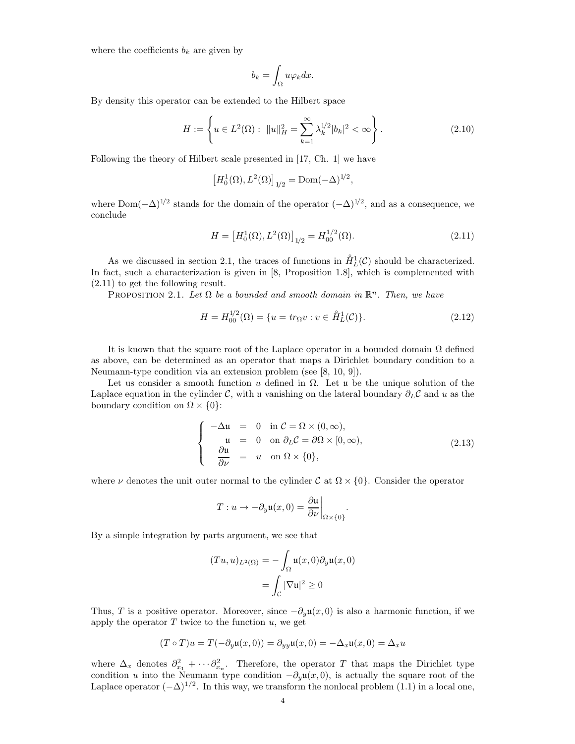where the coefficients $b_k$ are given by

$$b_k = \int_\Omega u\varphi_k dx.$$

By density this operator can be extended to the Hilbert space

$$H := \left\{ u \in L^2(\Omega) : \; \|u\|_H^2 = \sum_{k=1}^{\infty} \lambda_k^{1/2} |b_k|^2 < \infty \right\}. \tag{2.10}$$

Following the theory of Hilbert scale presented in [17, Ch. 1] we have

$$\left[H_0^1(\Omega), L^2(\Omega)\right]_{1/2} = \mathrm{Dom}(-\Delta)^{1/2},$$

where $\mathrm{Dom}(-\Delta)^{1/2}$ stands for the domain of the operator $(-\Delta)^{1/2}$, and as a consequence, we conclude

$$H = \left[H_0^1(\Omega), L^2(\Omega)\right]_{1/2} = H_{00}^{1/2}(\Omega). \tag{2.11}$$

As we discussed in section 2.1, the traces of functions in $\mathring{H}_L^1(\mathcal{C})$ should be characterized. In fact, such a characterization is given in [8, Proposition 1.8], which is complemented with (2.11) to get the following result.

Proposition 2.1. *Let $\Omega$ be a bounded and smooth domain in $\mathbb{R}^n$. Then, we have*

$$H = H_{00}^{1/2}(\Omega) = \{u = tr_\Omega v : v \in \mathring{H}_L^1(\mathcal{C})\}. \tag{2.12}$$

It is known that the square root of the Laplace operator in a bounded domain $\Omega$ defined as above, can be determined as an operator that maps a Dirichlet boundary condition to a Neumann-type condition via an extension problem (see [8, 10, 9]).

Let us consider a smooth function $u$ defined in $\Omega$. Let $\mathfrak{u}$ be the unique solution of the Laplace equation in the cylinder $\mathcal{C}$, with $\mathfrak{u}$ vanishing on the lateral boundary $\partial_L\mathcal{C}$ and $u$ as the boundary condition on $\Omega \times \{0\}$:

$$\left\{ \begin{array}{rcll} -\Delta \mathfrak{u} & = & 0 & \text{in } \mathcal{C} = \Omega \times (0, \infty), \\ \mathfrak{u} & = & 0 & \text{on } \partial_L \mathcal{C} = \partial\Omega \times [0, \infty), \\ \dfrac{\partial \mathfrak{u}}{\partial \nu} & = & u & \text{on } \Omega \times \{0\}, \end{array} \right. \tag{2.13}$$

where $\nu$ denotes the unit outer normal to the cylinder $\mathcal{C}$ at $\Omega \times \{0\}$. Consider the operator

$$T : u \to -\partial_y \mathfrak{u}(x, 0) = \left.\frac{\partial \mathfrak{u}}{\partial \nu}\right|_{\Omega \times \{0\}}.$$

By a simple integration by parts argument, we see that

$$\begin{aligned} (Tu, u)_{L^2(\Omega)} &= -\int_\Omega \mathfrak{u}(x, 0)\partial_y \mathfrak{u}(x, 0) \\ &= \int_{\mathcal{C}} |\nabla \mathfrak{u}|^2 \geq 0 \end{aligned}$$

Thus, $T$ is a positive operator. Moreover, since $-\partial_y \mathfrak{u}(x, 0)$ is also a harmonic function, if we apply the operator $T$ twice to the function $u$, we get

$$(T \circ T)u = T(-\partial_y \mathfrak{u}(x, 0)) = \partial_{yy}\mathfrak{u}(x, 0) = -\Delta_x \mathfrak{u}(x, 0) = \Delta_x u$$

where $\Delta_x$ denotes $\partial_{x_1}^2 + \cdots \partial_{x_n}^2$. Therefore, the operator $T$ that maps the Dirichlet type condition $u$ into the Neumann type condition $-\partial_y \mathfrak{u}(x, 0)$, is actually the square root of the Laplace operator $(-\Delta)^{1/2}$. In this way, we transform the nonlocal problem (1.1) in a local one,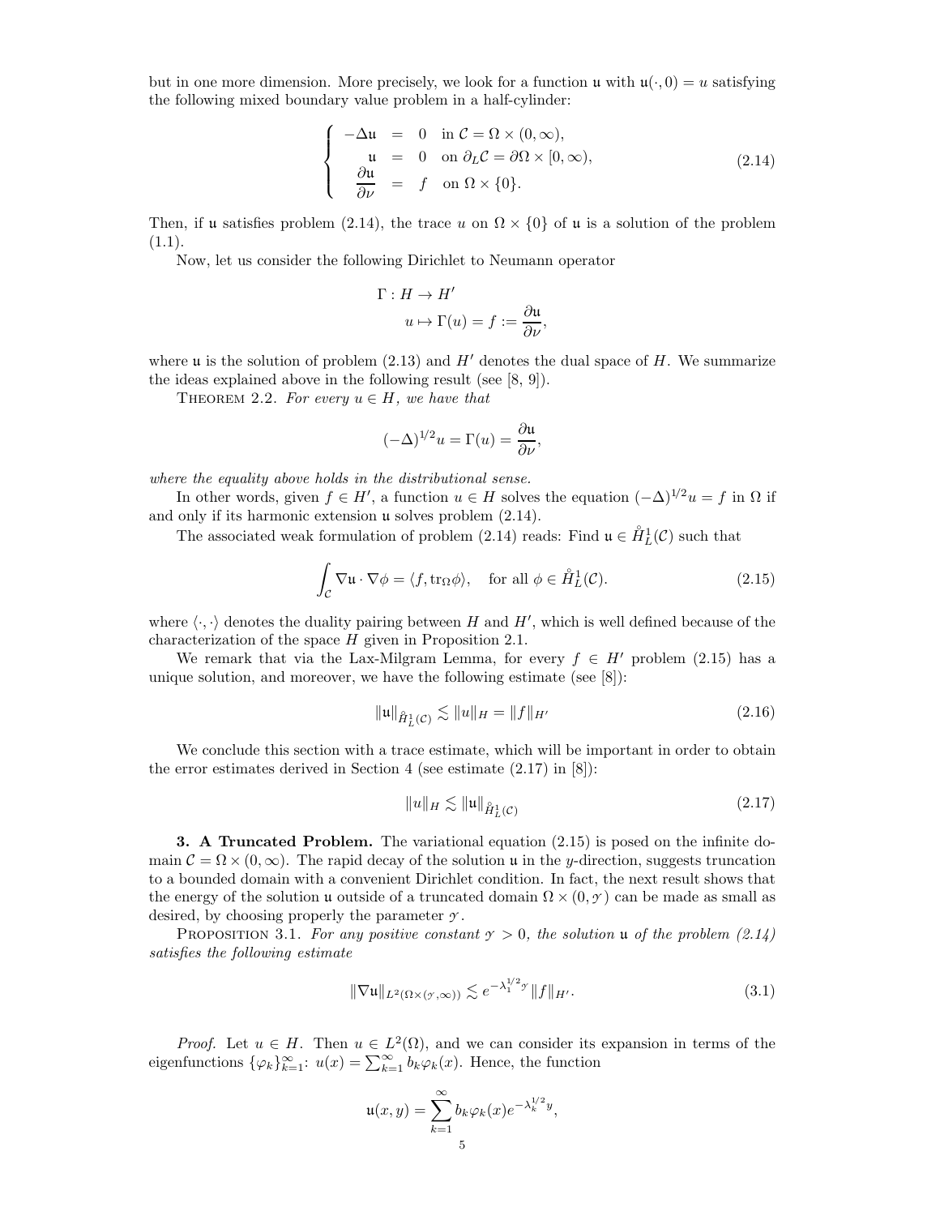but in one more dimension. More precisely, we look for a function $\mathfrak{u}$ with $\mathfrak{u}(\cdot,0) = u$ satisfying the following mixed boundary value problem in a half-cylinder:

$$
\left\{
\begin{array}{rcll}
-\Delta \mathfrak{u} & = & 0 & \text{in } \mathcal{C} = \Omega \times (0,\infty), \\
\mathfrak{u} & = & 0 & \text{on } \partial_L \mathcal{C} = \partial\Omega \times [0,\infty), \\
\dfrac{\partial \mathfrak{u}}{\partial \nu} & = & f & \text{on } \Omega \times \{0\}.
\end{array}
\right.
\tag{2.14}
$$

Then, if $\mathfrak{u}$ satisfies problem (2.14), the trace $u$ on $\Omega \times \{0\}$ of $\mathfrak{u}$ is a solution of the problem (1.1).

Now, let us consider the following Dirichlet to Neumann operator

$$
\begin{aligned}
\Gamma : H &\to H' \\
u &\mapsto \Gamma(u) = f := \frac{\partial \mathfrak{u}}{\partial \nu},
\end{aligned}
$$

where $\mathfrak{u}$ is the solution of problem (2.13) and $H'$ denotes the dual space of $H$. We summarize the ideas explained above in the following result (see [8, 9]).

THEOREM 2.2. *For every $u \in H$, we have that*

$$
(-\Delta)^{1/2} u = \Gamma(u) = \frac{\partial \mathfrak{u}}{\partial \nu},
$$

*where the equality above holds in the distributional sense.*

In other words, given $f \in H'$, a function $u \in H$ solves the equation $(-\Delta)^{1/2} u = f$ in $\Omega$ if and only if its harmonic extension $\mathfrak{u}$ solves problem (2.14).

The associated weak formulation of problem (2.14) reads: Find $\mathfrak{u} \in \mathring{H}^1_L(\mathcal{C})$ such that

$$
\int_{\mathcal{C}} \nabla \mathfrak{u} \cdot \nabla \phi = \langle f, \mathrm{tr}_\Omega \phi \rangle, \quad \text{for all } \phi \in \mathring{H}^1_L(\mathcal{C}).
\tag{2.15}
$$

where $\langle \cdot, \cdot \rangle$ denotes the duality pairing between $H$ and $H'$, which is well defined because of the characterization of the space $H$ given in Proposition 2.1.

We remark that via the Lax-Milgram Lemma, for every $f \in H'$ problem (2.15) has a unique solution, and moreover, we have the following estimate (see [8]):

$$
\|\mathfrak{u}\|_{\mathring{H}^1_L(\mathcal{C})} \lesssim \|u\|_H = \|f\|_{H'}
\tag{2.16}
$$

We conclude this section with a trace estimate, which will be important in order to obtain the error estimates derived in Section 4 (see estimate (2.17) in [8]):

$$
\|u\|_H \lesssim \|\mathfrak{u}\|_{\mathring{H}^1_L(\mathcal{C})}
\tag{2.17}
$$

**3. A Truncated Problem.** The variational equation (2.15) is posed on the infinite domain $\mathcal{C} = \Omega \times (0,\infty)$. The rapid decay of the solution $\mathfrak{u}$ in the $y$-direction, suggests truncation to a bounded domain with a convenient Dirichlet condition. In fact, the next result shows that the energy of the solution $\mathfrak{u}$ outside of a truncated domain $\Omega \times (0, \mathscr{Y})$ can be made as small as desired, by choosing properly the parameter $\mathscr{Y}$.

PROPOSITION 3.1. *For any positive constant $\mathscr{Y} > 0$, the solution $\mathfrak{u}$ of the problem (2.14) satisfies the following estimate*

$$
\|\nabla \mathfrak{u}\|_{L^2(\Omega \times (\mathscr{Y},\infty))} \lesssim e^{-\lambda_1^{1/2} \mathscr{Y}} \|f\|_{H'}.
\tag{3.1}
$$

*Proof.* Let $u \in H$. Then $u \in L^2(\Omega)$, and we can consider its expansion in terms of the eigenfunctions $\{\varphi_k\}_{k=1}^\infty$: $u(x) = \sum_{k=1}^\infty b_k \varphi_k(x)$. Hence, the function

$$
\mathfrak{u}(x,y) = \sum_{k=1}^\infty b_k \varphi_k(x) e^{-\lambda_k^{1/2} y},
$$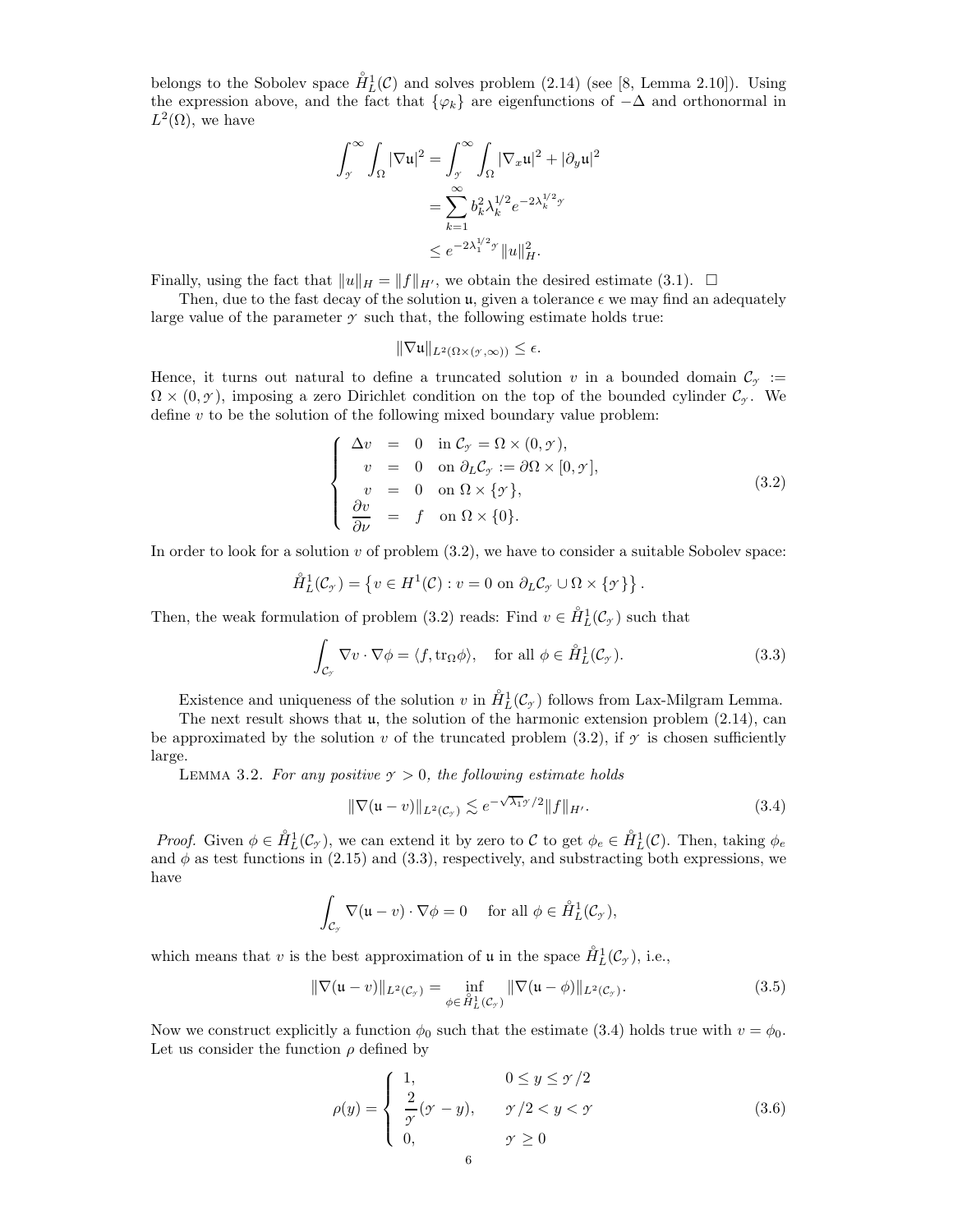belongs to the Sobolev space $\mathring{H}^1_L(\mathcal{C})$ and solves problem (2.14) (see [8, Lemma 2.10]). Using the expression above, and the fact that $\{\varphi_k\}$ are eigenfunctions of $-\Delta$ and orthonormal in $L^2(\Omega)$, we have

$$
\begin{aligned}
\int_{\mathcal{Y}}^{\infty}\int_{\Omega}|\nabla \mathfrak{u}|^2 &= \int_{\mathcal{Y}}^{\infty}\int_{\Omega}|\nabla_x \mathfrak{u}|^2 + |\partial_y \mathfrak{u}|^2 \\
&= \sum_{k=1}^{\infty} b_k^2 \lambda_k^{1/2} e^{-2\lambda_k^{1/2}\mathcal{Y}} \\
&\leq e^{-2\lambda_1^{1/2}\mathcal{Y}}\|u\|_H^2.
\end{aligned}
$$

Finally, using the fact that $\|u\|_H = \|f\|_{H'}$, we obtain the desired estimate (3.1). $\square$

Then, due to the fast decay of the solution $\mathfrak{u}$, given a tolerance $\epsilon$ we may find an adequately large value of the parameter $\mathcal{Y}$ such that, the following estimate holds true:

$$
\|\nabla \mathfrak{u}\|_{L^2(\Omega\times(\mathcal{Y},\infty))} \leq \epsilon.
$$

Hence, it turns out natural to define a truncated solution $v$ in a bounded domain $\mathcal{C}_{\mathcal{Y}} := \Omega \times (0,\mathcal{Y})$, imposing a zero Dirichlet condition on the top of the bounded cylinder $\mathcal{C}_{\mathcal{Y}}$. We define $v$ to be the solution of the following mixed boundary value problem:

$$
\left\{
\begin{array}{rcll}
\Delta v &=& 0 & \text{in } \mathcal{C}_{\mathcal{Y}} = \Omega \times (0,\mathcal{Y}),\\
v &=& 0 & \text{on } \partial_L \mathcal{C}_{\mathcal{Y}} := \partial\Omega \times [0,\mathcal{Y}],\\
v &=& 0 & \text{on } \Omega \times \{\mathcal{Y}\},\\
\dfrac{\partial v}{\partial \nu} &=& f & \text{on } \Omega \times \{0\}.
\end{array}
\right. \tag{3.2}
$$

In order to look for a solution $v$ of problem (3.2), we have to consider a suitable Sobolev space:

$$
\mathring{H}^1_L(\mathcal{C}_{\mathcal{Y}}) = \left\{ v \in H^1(\mathcal{C}) : v = 0 \text{ on } \partial_L \mathcal{C}_{\mathcal{Y}} \cup \Omega \times \{\mathcal{Y}\} \right\}.
$$

Then, the weak formulation of problem (3.2) reads: Find $v \in \mathring{H}^1_L(\mathcal{C}_{\mathcal{Y}})$ such that

$$
\int_{\mathcal{C}_{\mathcal{Y}}} \nabla v \cdot \nabla \phi = \langle f, \mathrm{tr}_{\Omega}\phi \rangle, \quad \text{for all } \phi \in \mathring{H}^1_L(\mathcal{C}_{\mathcal{Y}}). \tag{3.3}
$$

Existence and uniqueness of the solution $v$ in $\mathring{H}^1_L(\mathcal{C}_{\mathcal{Y}})$ follows from Lax-Milgram Lemma.

The next result shows that $\mathfrak{u}$, the solution of the harmonic extension problem (2.14), can be approximated by the solution $v$ of the truncated problem (3.2), if $\mathcal{Y}$ is chosen sufficiently large.

Lemma 3.2. *For any positive $\mathcal{Y} > 0$, the following estimate holds*

$$
\|\nabla(\mathfrak{u} - v)\|_{L^2(\mathcal{C}_{\mathcal{Y}})} \lesssim e^{-\sqrt{\lambda_1}\mathcal{Y}/2}\|f\|_{H'}. \tag{3.4}
$$

*Proof.* Given $\phi \in \mathring{H}^1_L(\mathcal{C}_{\mathcal{Y}})$, we can extend it by zero to $\mathcal{C}$ to get $\phi_e \in \mathring{H}^1_L(\mathcal{C})$. Then, taking $\phi_e$ and $\phi$ as test functions in (2.15) and (3.3), respectively, and substracting both expressions, we have

$$
\int_{\mathcal{C}_{\mathcal{Y}}} \nabla(\mathfrak{u} - v)\cdot\nabla\phi = 0 \quad \text{ for all } \phi \in \mathring{H}^1_L(\mathcal{C}_{\mathcal{Y}}),
$$

which means that $v$ is the best approximation of $\mathfrak{u}$ in the space $\mathring{H}^1_L(\mathcal{C}_{\mathcal{Y}})$, i.e.,

$$
\|\nabla(\mathfrak{u} - v)\|_{L^2(\mathcal{C}_{\mathcal{Y}})} = \inf_{\phi \in \mathring{H}^1_L(\mathcal{C}_{\mathcal{Y}})} \|\nabla(\mathfrak{u} - \phi)\|_{L^2(\mathcal{C}_{\mathcal{Y}})}. \tag{3.5}
$$

Now we construct explicitly a function $\phi_0$ such that the estimate (3.4) holds true with $v = \phi_0$. Let us consider the function $\rho$ defined by

$$
\rho(y) = \left\{
\begin{array}{ll}
1, & 0 \leq y \leq \mathcal{Y}/2\\
\dfrac{2}{\mathcal{Y}}(\mathcal{Y} - y), & \mathcal{Y}/2 < y < \mathcal{Y}\\
0, & \mathcal{Y} \geq 0
\end{array}
\right. \tag{3.6}
$$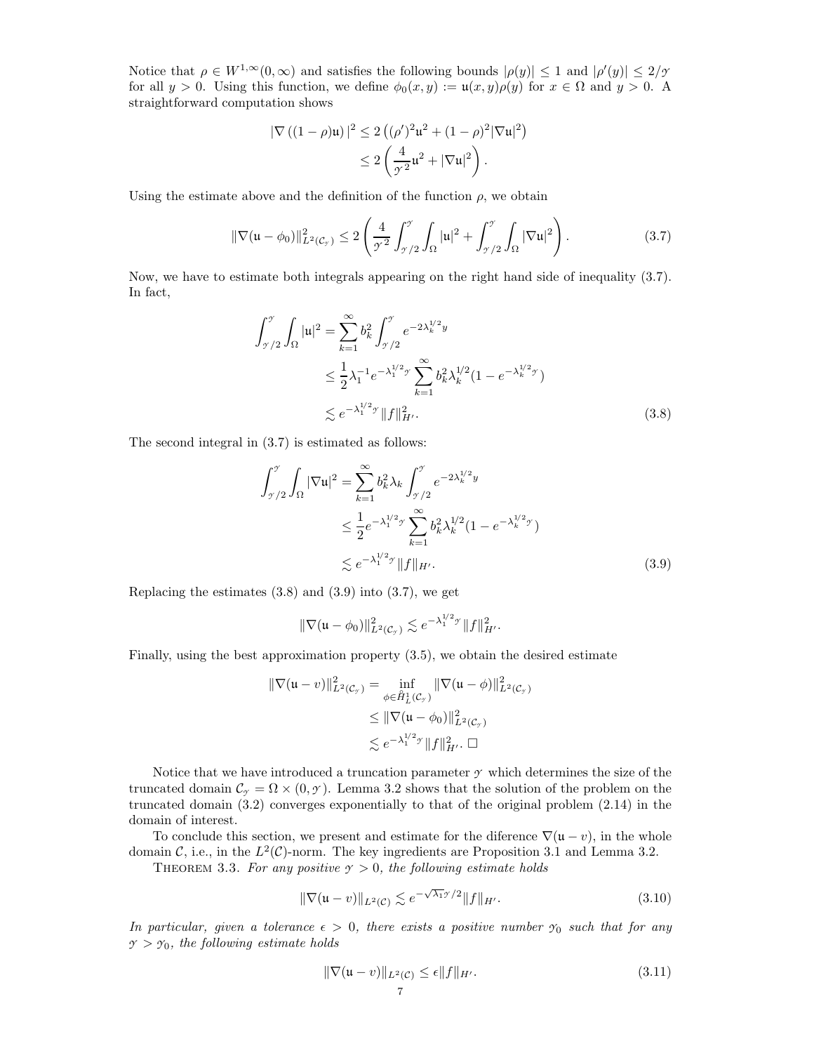Notice that $\rho \in W^{1,\infty}(0,\infty)$ and satisfies the following bounds $|\rho(y)| \leq 1$ and $|\rho'(y)| \leq 2/\mathscr{Y}$ for all $y > 0$. Using this function, we define $\phi_0(x,y) := \mathfrak{u}(x,y)\rho(y)$ for $x \in \Omega$ and $y > 0$. A straightforward computation shows

$$
\begin{aligned}
|\nabla\left((1-\rho)\mathfrak{u}\right)|^2 &\leq 2\left((\rho')^2\mathfrak{u}^2 + (1-\rho)^2|\nabla\mathfrak{u}|^2\right) \\
&\leq 2\left(\frac{4}{\mathscr{Y}^2}\mathfrak{u}^2 + |\nabla\mathfrak{u}|^2\right).
\end{aligned}
$$

Using the estimate above and the definition of the function $\rho$, we obtain

$$
\|\nabla(\mathfrak{u}-\phi_0)\|^2_{L^2(\mathcal{C}_\mathscr{Y})} \leq 2\left(\frac{4}{\mathscr{Y}^2}\int_{\mathscr{Y}/2}^{\mathscr{Y}}\int_\Omega |\mathfrak{u}|^2 + \int_{\mathscr{Y}/2}^{\mathscr{Y}}\int_\Omega |\nabla\mathfrak{u}|^2\right). \tag{3.7}
$$

Now, we have to estimate both integrals appearing on the right hand side of inequality (3.7). In fact,

$$
\begin{aligned}
\int_{\mathscr{Y}/2}^{\mathscr{Y}}\int_\Omega |\mathfrak{u}|^2 &= \sum_{k=1}^\infty b_k^2 \int_{\mathscr{Y}/2}^{\mathscr{Y}} e^{-2\lambda_k^{1/2}y} \\
&\leq \frac{1}{2}\lambda_1^{-1}e^{-\lambda_1^{1/2}\mathscr{Y}}\sum_{k=1}^\infty b_k^2\lambda_k^{1/2}(1-e^{-\lambda_k^{1/2}\mathscr{Y}}) \\
&\lesssim e^{-\lambda_1^{1/2}\mathscr{Y}}\|f\|^2_{H'}.
\end{aligned} \tag{3.8}
$$

The second integral in (3.7) is estimated as follows:

$$
\begin{aligned}
\int_{\mathscr{Y}/2}^{\mathscr{Y}}\int_\Omega |\nabla\mathfrak{u}|^2 &= \sum_{k=1}^\infty b_k^2\lambda_k \int_{\mathscr{Y}/2}^{\mathscr{Y}} e^{-2\lambda_k^{1/2}y} \\
&\leq \frac{1}{2}e^{-\lambda_1^{1/2}\mathscr{Y}}\sum_{k=1}^\infty b_k^2\lambda_k^{1/2}(1-e^{-\lambda_k^{1/2}\mathscr{Y}}) \\
&\lesssim e^{-\lambda_1^{1/2}\mathscr{Y}}\|f\|_{H'}.
\end{aligned} \tag{3.9}
$$

Replacing the estimates (3.8) and (3.9) into (3.7), we get

$$
\|\nabla(\mathfrak{u}-\phi_0)\|^2_{L^2(\mathcal{C}_\mathscr{Y})} \lesssim e^{-\lambda_1^{1/2}\mathscr{Y}}\|f\|^2_{H'}.
$$

Finally, using the best approximation property (3.5), we obtain the desired estimate

$$
\begin{aligned}
\|\nabla(\mathfrak{u}-v)\|^2_{L^2(\mathcal{C}_\mathscr{Y})} &= \inf_{\phi\in\mathring{H}^1_L(\mathcal{C}_\mathscr{Y})}\|\nabla(\mathfrak{u}-\phi)\|^2_{L^2(\mathcal{C}_\mathscr{Y})} \\
&\leq \|\nabla(\mathfrak{u}-\phi_0)\|^2_{L^2(\mathcal{C}_\mathscr{Y})} \\
&\lesssim e^{-\lambda_1^{1/2}\mathscr{Y}}\|f\|^2_{H'}. \quad \square
\end{aligned}
$$

Notice that we have introduced a truncation parameter $\mathscr{Y}$ which determines the size of the truncated domain $\mathcal{C}_\mathscr{Y} = \Omega \times (0,\mathscr{Y})$. Lemma 3.2 shows that the solution of the problem on the truncated domain (3.2) converges exponentially to that of the original problem (2.14) in the domain of interest.

To conclude this section, we present and estimate for the diference $\nabla(\mathfrak{u}-v)$, in the whole domain $\mathcal{C}$, i.e., in the $L^2(\mathcal{C})$-norm. The key ingredients are Proposition 3.1 and Lemma 3.2.

Theorem 3.3. *For any positive $\mathscr{Y} > 0$, the following estimate holds*

$$
\|\nabla(\mathfrak{u}-v)\|_{L^2(\mathcal{C})} \lesssim e^{-\sqrt{\lambda_1}\mathscr{Y}/2}\|f\|_{H'}. \tag{3.10}
$$

*In particular, given a tolerance $\epsilon > 0$, there exists a positive number $\mathscr{Y}_0$ such that for any $\mathscr{Y} > \mathscr{Y}_0$, the following estimate holds*

$$
\|\nabla(\mathfrak{u}-v)\|_{L^2(\mathcal{C})} \leq \epsilon\|f\|_{H'}. \tag{3.11}
$$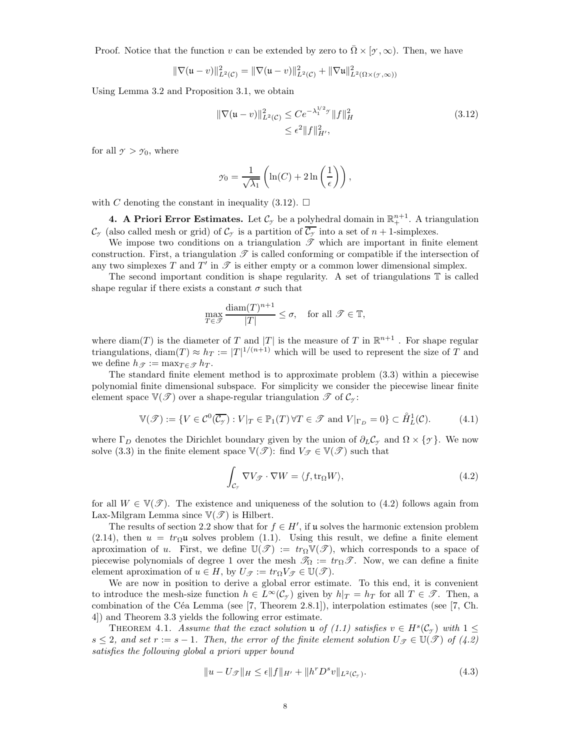Proof. Notice that the function $v$ can be extended by zero to $\bar{\Omega} \times [\mathscr{Y}, \infty)$. Then, we have

$$\|\nabla(\mathfrak{u} - v)\|^2_{L^2(\mathcal{C})} = \|\nabla(\mathfrak{u} - v)\|^2_{L^2(\mathcal{C})} + \|\nabla \mathfrak{u}\|^2_{L^2(\Omega \times (\mathscr{Y}, \infty))}$$

Using Lemma 3.2 and Proposition 3.1, we obtain

$$\begin{aligned}
\|\nabla(\mathfrak{u} - v)\|^2_{L^2(\mathcal{C})} &\leq C e^{-\lambda_1^{1/2} \mathscr{Y}} \|f\|^2_H \\
&\leq \epsilon^2 \|f\|^2_{H'},
\end{aligned} \tag{3.12}$$

for all $\mathscr{Y} > \mathscr{Y}_0$, where

$$\mathscr{Y}_0 = \frac{1}{\sqrt{\lambda_1}} \left( \ln(C) + 2 \ln\left(\frac{1}{\epsilon}\right) \right),$$

with $C$ denoting the constant in inequality (3.12). $\square$

**4. A Priori Error Estimates.** Let $\mathcal{C}_{\mathscr{Y}}$ be a polyhedral domain in $\mathbb{R}^{n+1}_+$. A triangulation $\mathcal{C}_{\mathscr{Y}}$ (also called mesh or grid) of $\mathcal{C}_{\mathscr{Y}}$ is a partition of $\overline{\mathcal{C}_{\mathscr{Y}}}$ into a set of $n+1$-simplexes.

We impose two conditions on a triangulation $\mathscr{T}$ which are important in finite element construction. First, a triangulation $\mathscr{T}$ is called conforming or compatible if the intersection of any two simplexes $T$ and $T'$ in $\mathscr{T}$ is either empty or a common lower dimensional simplex.

The second important condition is shape regularity. A set of triangulations $\mathbb{T}$ is called shape regular if there exists a constant $\sigma$ such that

$$\max_{T \in \mathscr{T}} \frac{\text{diam}(T)^{n+1}}{|T|} \leq \sigma, \quad \text{for all } \mathscr{T} \in \mathbb{T},$$

where $\text{diam}(T)$ is the diameter of $T$ and $|T|$ is the measure of $T$ in $\mathbb{R}^{n+1}$ . For shape regular triangulations, $\text{diam}(T) \approx h_T := |T|^{1/(n+1)}$ which will be used to represent the size of $T$ and we define $h_{\mathscr{T}} := \max_{T \in \mathscr{T}} h_T$.

The standard finite element method is to approximate problem (3.3) within a piecewise polynomial finite dimensional subspace. For simplicity we consider the piecewise linear finite element space $\mathbb{V}(\mathscr{T})$ over a shape-regular triangulation $\mathscr{T}$ of $\mathcal{C}_{\mathscr{Y}}$:

$$\mathbb{V}(\mathscr{T}) := \{V \in \mathcal{C}^0(\overline{\mathcal{C}_{\mathscr{Y}}}) : V|_T \in \mathbb{P}_1(T) \, \forall T \in \mathscr{T} \text{ and } V|_{\Gamma_D} = 0\} \subset \mathring{H}^1_L(\mathcal{C}). \tag{4.1}$$

where $\Gamma_D$ denotes the Dirichlet boundary given by the union of $\partial_L \mathcal{C}_{\mathscr{Y}}$ and $\Omega \times \{\mathscr{Y}\}$. We now solve (3.3) in the finite element space $\mathbb{V}(\mathscr{T})$: find $V_{\mathscr{T}} \in \mathbb{V}(\mathscr{T})$ such that

$$\int_{\mathcal{C}_{\mathscr{Y}}} \nabla V_{\mathscr{T}} \cdot \nabla W = \langle f, \text{tr}_{\Omega} W \rangle, \tag{4.2}$$

for all $W \in \mathbb{V}(\mathscr{T})$. The existence and uniqueness of the solution to (4.2) follows again from Lax-Milgram Lemma since $\mathbb{V}(\mathscr{T})$ is Hilbert.

The results of section 2.2 show that for $f \in H'$, if $\mathfrak{u}$ solves the harmonic extension problem (2.14), then $u = tr_{\Omega} \mathfrak{u}$ solves problem (1.1). Using this result, we define a finite element aproximation of $u$. First, we define $\mathbb{U}(\mathscr{T}) := tr_{\Omega} \mathbb{V}(\mathscr{T})$, which corresponds to a space of piecewise polynomials of degree 1 over the mesh $\mathscr{T}_{\Omega} := tr_{\Omega} \mathscr{T}$. Now, we can define a finite element aproximation of $u \in H$, by $U_{\mathscr{T}} := tr_{\Omega} V_{\mathscr{T}} \in \mathbb{U}(\mathscr{T})$.

We are now in position to derive a global error estimate. To this end, it is convenient to introduce the mesh-size function $h \in L^{\infty}(\mathcal{C}_{\mathscr{Y}})$ given by $h|_T = h_T$ for all $T \in \mathscr{T}$. Then, a combination of the Céa Lemma (see [7, Theorem 2.8.1]), interpolation estimates (see [7, Ch. 4]) and Theorem 3.3 yields the following error estimate.

Theorem 4.1. *Assume that the exact solution $\mathfrak{u}$ of (1.1) satisfies $v \in H^s(\mathcal{C}_{\mathscr{Y}})$ with $1 \leq s \leq 2$, and set $r := s - 1$. Then, the error of the finite element solution $U_{\mathscr{T}} \in \mathbb{U}(\mathscr{T})$ of (4.2) satisfies the following global a priori upper bound*

$$\|u - U_{\mathscr{T}}\|_H \leq \epsilon \|f\|_{H'} + \|h^r D^s v\|_{L^2(\mathcal{C}_{\mathscr{Y}})}. \tag{4.3}$$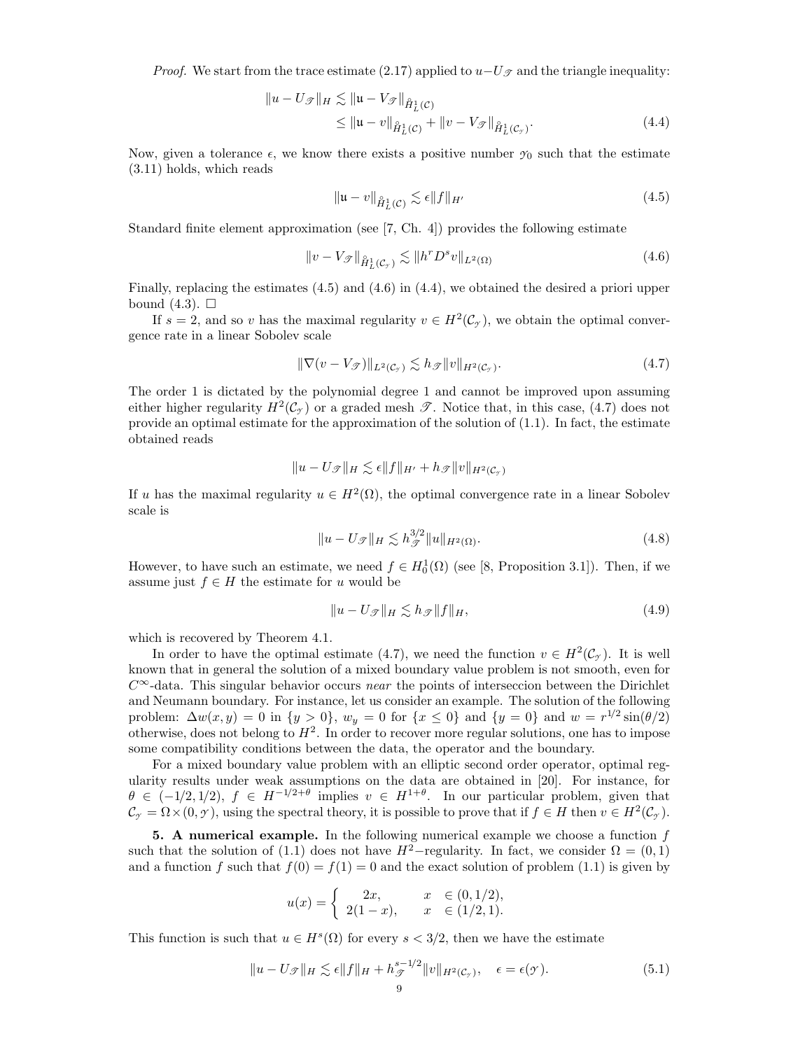*Proof.* We start from the trace estimate (2.17) applied to $u - U_{\mathscr{T}}$ and the triangle inequality:

$$\|u - U_{\mathscr{T}}\|_H \lesssim \|\mathfrak{u} - V_{\mathscr{T}}\|_{\mathring{H}^1_L(\mathcal{C})} \leq \|\mathfrak{u} - v\|_{\mathring{H}^1_L(\mathcal{C})} + \|v - V_{\mathscr{T}}\|_{\mathring{H}^1_L(\mathcal{C}_{\mathcal{Y}})}. \tag{4.4}$$

Now, given a tolerance $\epsilon$, we know there exists a positive number $\mathcal{Y}_0$ such that the estimate (3.11) holds, which reads

$$\|\mathfrak{u} - v\|_{\mathring{H}^1_L(\mathcal{C})} \lesssim \epsilon \|f\|_{H'} \tag{4.5}$$

Standard finite element approximation (see [7, Ch. 4]) provides the following estimate

$$\|v - V_{\mathscr{T}}\|_{\mathring{H}^1_L(\mathcal{C}_{\mathcal{Y}})} \lesssim \|h^r D^s v\|_{L^2(\Omega)} \tag{4.6}$$

Finally, replacing the estimates (4.5) and (4.6) in (4.4), we obtained the desired a priori upper bound (4.3). $\square$

If $s = 2$, and so $v$ has the maximal regularity $v \in H^2(\mathcal{C}_{\mathcal{Y}})$, we obtain the optimal convergence rate in a linear Sobolev scale

$$\|\nabla(v - V_{\mathscr{T}})\|_{L^2(\mathcal{C}_{\mathcal{Y}})} \lesssim h_{\mathscr{T}} \|v\|_{H^2(\mathcal{C}_{\mathcal{Y}})}. \tag{4.7}$$

The order 1 is dictated by the polynomial degree 1 and cannot be improved upon assuming either higher regularity $H^2(\mathcal{C}_{\mathcal{Y}})$ or a graded mesh $\mathscr{T}$. Notice that, in this case, (4.7) does not provide an optimal estimate for the approximation of the solution of (1.1). In fact, the estimate obtained reads

$$\|u - U_{\mathscr{T}}\|_H \lesssim \epsilon \|f\|_{H'} + h_{\mathscr{T}} \|v\|_{H^2(\mathcal{C}_{\mathcal{Y}})}$$

If $u$ has the maximal regularity $u \in H^2(\Omega)$, the optimal convergence rate in a linear Sobolev scale is

$$\|u - U_{\mathscr{T}}\|_H \lesssim h_{\mathscr{T}}^{3/2} \|u\|_{H^2(\Omega)}. \tag{4.8}$$

However, to have such an estimate, we need $f \in H^1_0(\Omega)$ (see [8, Proposition 3.1]). Then, if we assume just $f \in H$ the estimate for $u$ would be

$$\|u - U_{\mathscr{T}}\|_H \lesssim h_{\mathscr{T}} \|f\|_H, \tag{4.9}$$

which is recovered by Theorem 4.1.

In order to have the optimal estimate (4.7), we need the function $v \in H^2(\mathcal{C}_{\mathcal{Y}})$. It is well known that in general the solution of a mixed boundary value problem is not smooth, even for $C^\infty$-data. This singular behavior occurs *near* the points of interseccion between the Dirichlet and Neumann boundary. For instance, let us consider an example. The solution of the following problem: $\Delta w(x, y) = 0$ in $\{y > 0\}$, $w_y = 0$ for $\{x \leq 0\}$ and $\{y = 0\}$ and $w = r^{1/2}\sin(\theta/2)$ otherwise, does not belong to $H^2$. In order to recover more regular solutions, one has to impose some compatibility conditions between the data, the operator and the boundary.

For a mixed boundary value problem with an elliptic second order operator, optimal regularity results under weak assumptions on the data are obtained in [20]. For instance, for $\theta \in (-1/2, 1/2)$, $f \in H^{-1/2+\theta}$ implies $v \in H^{1+\theta}$. In our particular problem, given that $\mathcal{C}_{\mathcal{Y}} = \Omega \times (0, \mathcal{Y})$, using the spectral theory, it is possible to prove that if $f \in H$ then $v \in H^2(\mathcal{C}_{\mathcal{Y}})$.

**5. A numerical example.** In the following numerical example we choose a function $f$ such that the solution of (1.1) does not have $H^2$−regularity. In fact, we consider $\Omega = (0, 1)$ and a function $f$ such that $f(0) = f(1) = 0$ and the exact solution of problem (1.1) is given by

$$u(x) = \begin{cases} 2x, & x \in (0, 1/2), \\ 2(1 - x), & x \in (1/2, 1). \end{cases}$$

This function is such that $u \in H^s(\Omega)$ for every $s < 3/2$, then we have the estimate

$$\|u - U_{\mathscr{T}}\|_H \lesssim \epsilon \|f\|_H + h_{\mathscr{T}}^{s-1/2} \|v\|_{H^2(\mathcal{C}_{\mathcal{Y}})}, \quad \epsilon = \epsilon(\mathcal{Y}). \tag{5.1}$$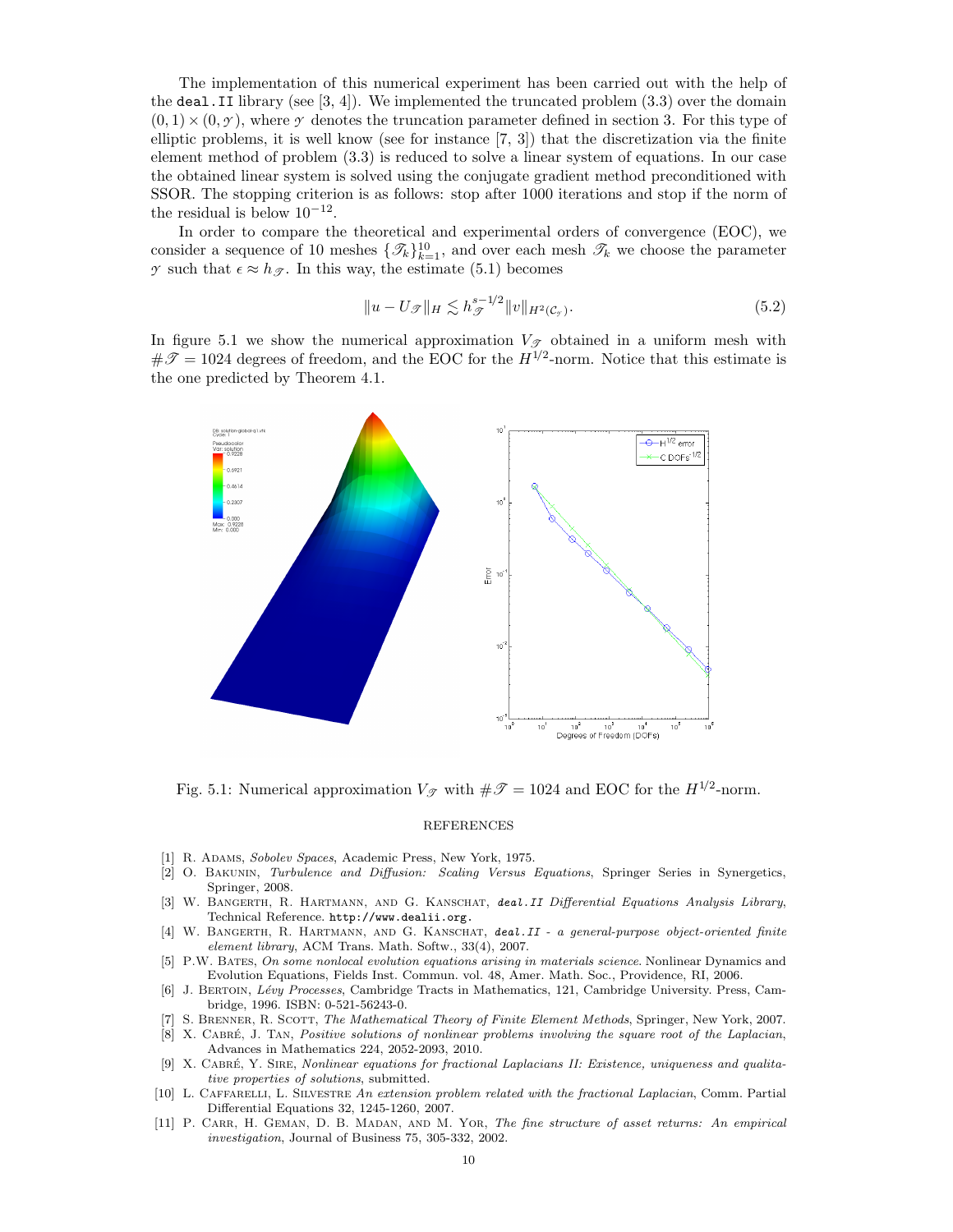The implementation of this numerical experiment has been carried out with the help of the deal.II library (see [3, 4]). We implemented the truncated problem (3.3) over the domain $(0,1)\times(0,\mathscr{Y})$, where $\mathscr{Y}$ denotes the truncation parameter defined in section 3. For this type of elliptic problems, it is well know (see for instance [7, 3]) that the discretization via the finite element method of problem (3.3) is reduced to solve a linear system of equations. In our case the obtained linear system is solved using the conjugate gradient method preconditioned with SSOR. The stopping criterion is as follows: stop after 1000 iterations and stop if the norm of the residual is below $10^{-12}$.

In order to compare the theoretical and experimental orders of convergence (EOC), we consider a sequence of 10 meshes $\{\mathscr{T}_k\}_{k=1}^{10}$, and over each mesh $\mathscr{T}_k$ we choose the parameter $\mathscr{Y}$ such that $\epsilon \approx h_{\mathscr{T}}$. In this way, the estimate (5.1) becomes

$$\|u - U_{\mathscr{T}}\|_H \lesssim h_{\mathscr{T}}^{s-1/2}\|v\|_{H^2(\mathcal{C}_{\mathscr{Y}})}. \tag{5.2}$$

In figure 5.1 we show the numerical approximation $V_{\mathscr{T}}$ obtained in a uniform mesh with $\#\mathscr{T} = 1024$ degrees of freedom, and the EOC for the $H^{1/2}$-norm. Notice that this estimate is the one predicted by Theorem 4.1.

Fig. 5.1: Numerical approximation $V_{\mathscr{T}}$ with $\#\mathscr{T} = 1024$ and EOC for the $H^{1/2}$-norm.

## REFERENCES

[1] R. Adams, *Sobolev Spaces*, Academic Press, New York, 1975.

[2] O. Bakunin, *Turbulence and Diffusion: Scaling Versus Equations*, Springer Series in Synergetics, Springer, 2008.

[3] W. Bangerth, R. Hartmann, and G. Kanschat, *deal.II Differential Equations Analysis Library*, Technical Reference. http://www.dealii.org.

[4] W. Bangerth, R. Hartmann, and G. Kanschat, *deal.II - a general-purpose object-oriented finite element library*, ACM Trans. Math. Softw., 33(4), 2007.

[5] P.W. Bates, *On some nonlocal evolution equations arising in materials science*. Nonlinear Dynamics and Evolution Equations, Fields Inst. Commun. vol. 48, Amer. Math. Soc., Providence, RI, 2006.

[6] J. Bertoin, *Lévy Processes*, Cambridge Tracts in Mathematics, 121, Cambridge University. Press, Cambridge, 1996. ISBN: 0-521-56243-0.

[7] S. Brenner, R. Scott, *The Mathematical Theory of Finite Element Methods*, Springer, New York, 2007.

[8] X. Cabré, J. Tan, *Positive solutions of nonlinear problems involving the square root of the Laplacian*, Advances in Mathematics 224, 2052-2093, 2010.

[9] X. Cabré, Y. Sire, *Nonlinear equations for fractional Laplacians II: Existence, uniqueness and qualitative properties of solutions*, submitted.

[10] L. Caffarelli, L. Silvestre *An extension problem related with the fractional Laplacian*, Comm. Partial Differential Equations 32, 1245-1260, 2007.

[11] P. Carr, H. Geman, D. B. Madan, and M. Yor, *The fine structure of asset returns: An empirical investigation*, Journal of Business 75, 305-332, 2002.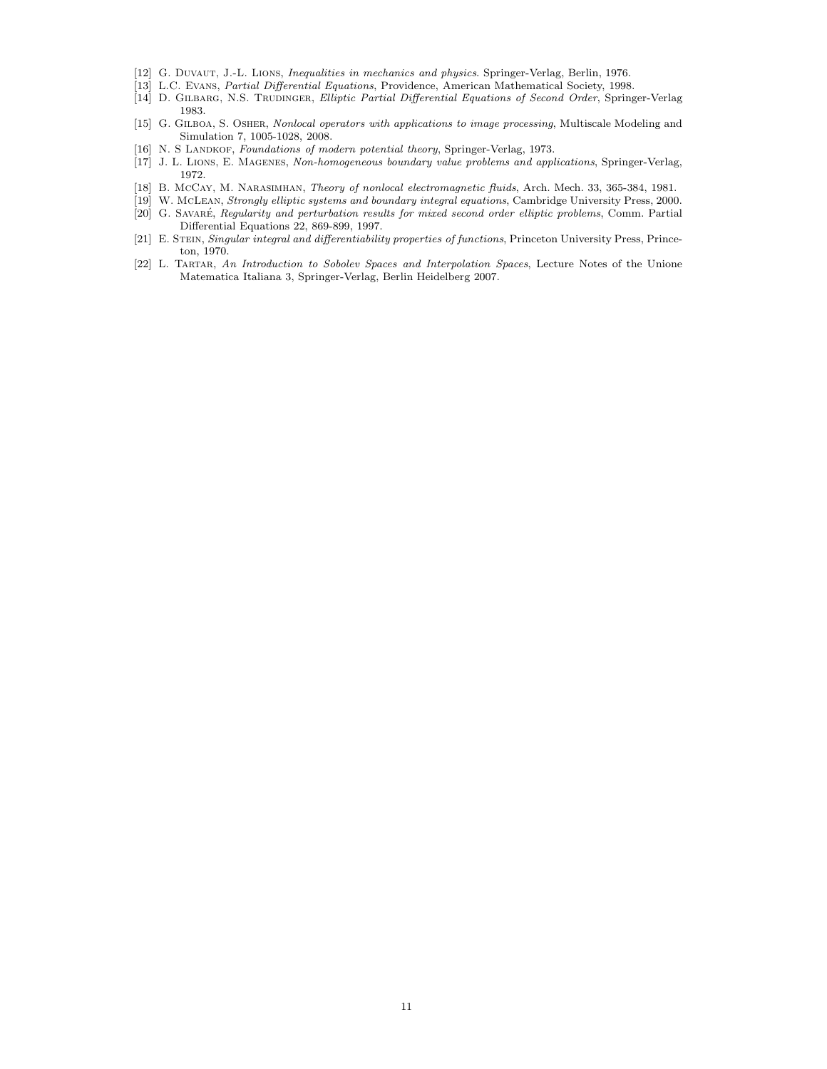[12] G. Duvaut, J.-L. Lions, *Inequalities in mechanics and physics*. Springer-Verlag, Berlin, 1976.

[13] L.C. Evans, *Partial Differential Equations*, Providence, American Mathematical Society, 1998.

[14] D. Gilbarg, N.S. Trudinger, *Elliptic Partial Differential Equations of Second Order*, Springer-Verlag 1983.

[15] G. Gilboa, S. Osher, *Nonlocal operators with applications to image processing*, Multiscale Modeling and Simulation 7, 1005-1028, 2008.

[16] N. S Landkof, *Foundations of modern potential theory*, Springer-Verlag, 1973.

[17] J. L. Lions, E. Magenes, *Non-homogeneous boundary value problems and applications*, Springer-Verlag, 1972.

[18] B. McCay, M. Narasimhan, *Theory of nonlocal electromagnetic fluids*, Arch. Mech. 33, 365-384, 1981.

[19] W. McLean, *Strongly elliptic systems and boundary integral equations*, Cambridge University Press, 2000.

[20] G. Savaré, *Regularity and perturbation results for mixed second order elliptic problems*, Comm. Partial Differential Equations 22, 869-899, 1997.

[21] E. Stein, *Singular integral and differentiability properties of functions*, Princeton University Press, Princeton, 1970.

[22] L. Tartar, *An Introduction to Sobolev Spaces and Interpolation Spaces*, Lecture Notes of the Unione Matematica Italiana 3, Springer-Verlag, Berlin Heidelberg 2007.